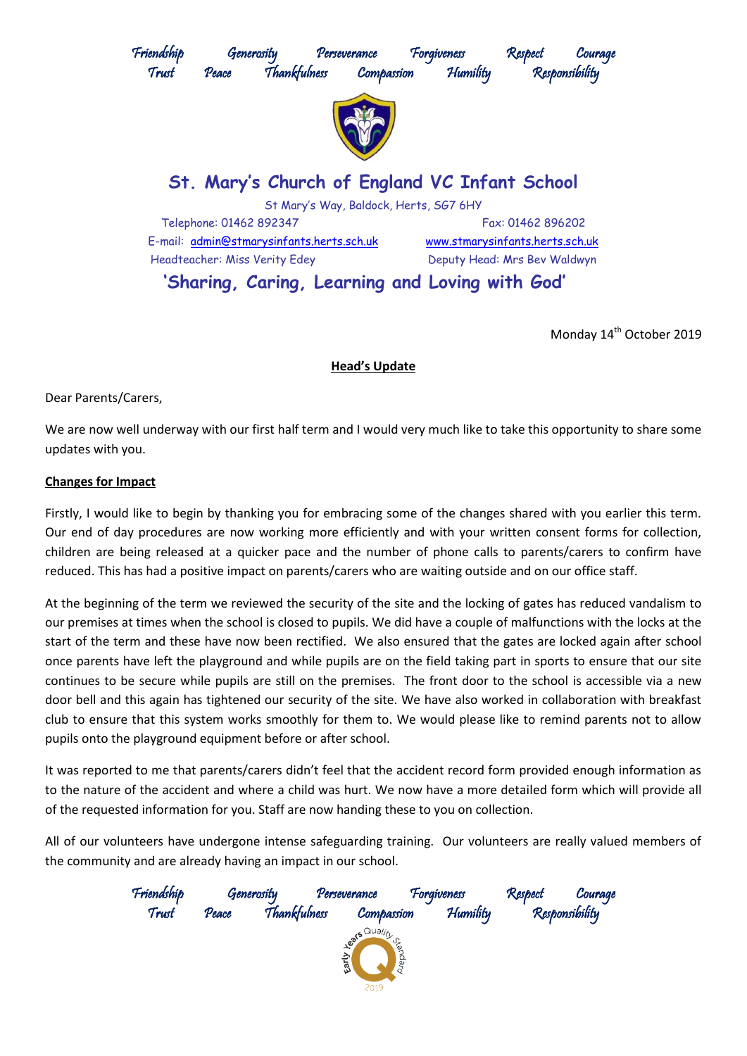Friendship Generosity Perseverance Forgiveness Respect Courage
Trust Peace Thankfulness Compassion Humility Responsibility

# St. Mary's Church of England VC Infant School

St Mary's Way, Baldock, Herts, SG7 6HY

Telephone: 01462 892347 Fax: 01462 896202

E-mail: admin@stmarysinfants.herts.sch.uk www.stmarysinfants.herts.sch.uk

Headteacher: Miss Verity Edey Deputy Head: Mrs Bev Waldwyn

**'Sharing, Caring, Learning and Loving with God'**

Monday 14th October 2019

## Head's Update

Dear Parents/Carers,

We are now well underway with our first half term and I would very much like to take this opportunity to share some updates with you.

### Changes for Impact

Firstly, I would like to begin by thanking you for embracing some of the changes shared with you earlier this term. Our end of day procedures are now working more efficiently and with your written consent forms for collection, children are being released at a quicker pace and the number of phone calls to parents/carers to confirm have reduced. This has had a positive impact on parents/carers who are waiting outside and on our office staff.

At the beginning of the term we reviewed the security of the site and the locking of gates has reduced vandalism to our premises at times when the school is closed to pupils. We did have a couple of malfunctions with the locks at the start of the term and these have now been rectified. We also ensured that the gates are locked again after school once parents have left the playground and while pupils are on the field taking part in sports to ensure that our site continues to be secure while pupils are still on the premises. The front door to the school is accessible via a new door bell and this again has tightened our security of the site. We have also worked in collaboration with breakfast club to ensure that this system works smoothly for them to. We would please like to remind parents not to allow pupils onto the playground equipment before or after school.

It was reported to me that parents/carers didn't feel that the accident record form provided enough information as to the nature of the accident and where a child was hurt. We now have a more detailed form which will provide all of the requested information for you. Staff are now handing these to you on collection.

All of our volunteers have undergone intense safeguarding training. Our volunteers are really valued members of the community and are already having an impact in our school.

Friendship Generosity Perseverance Forgiveness Respect Courage
Trust Peace Thankfulness Compassion Humility Responsibility

Early Years Quality Standard 2019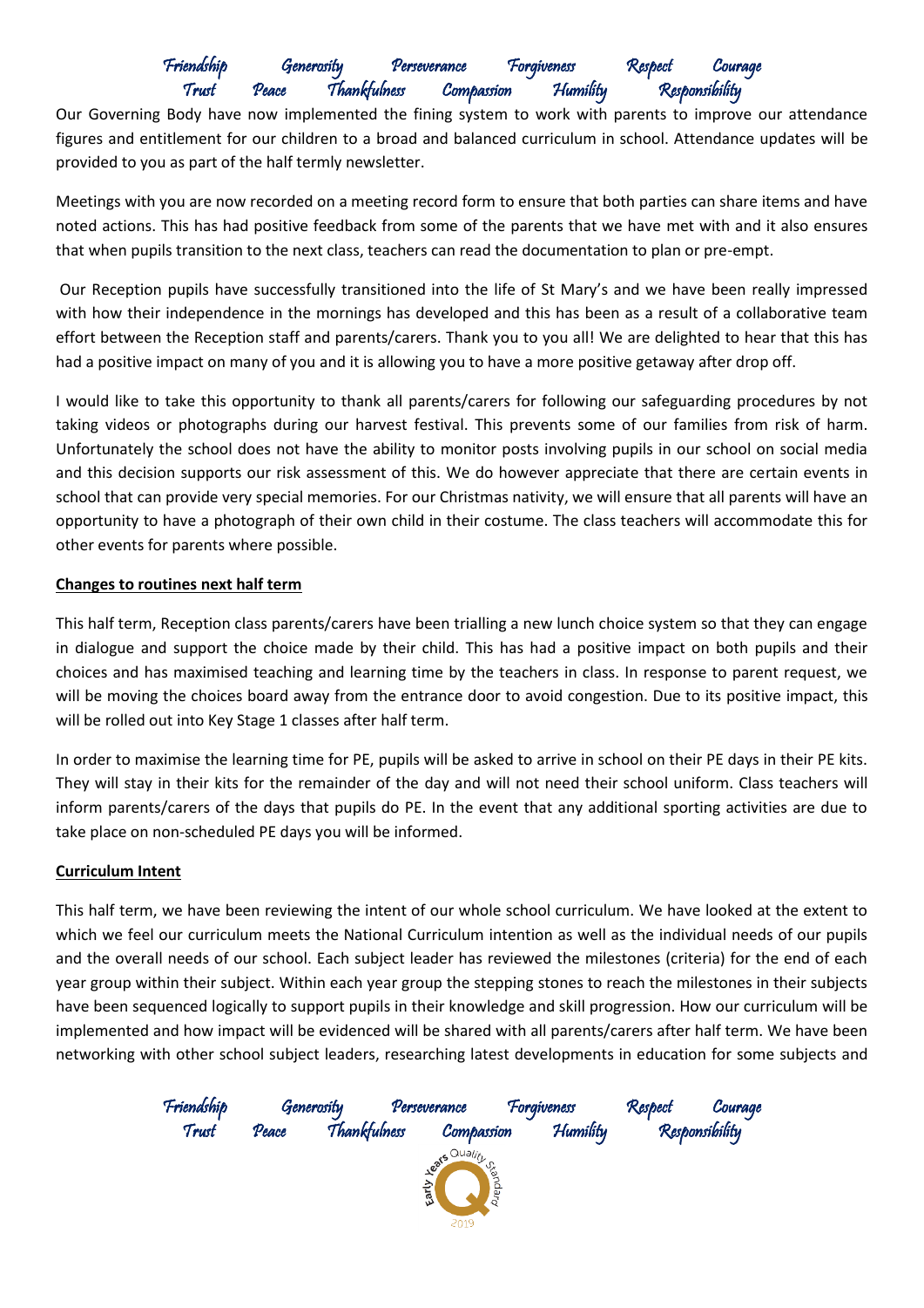Our Governing Body have now implemented the fining system to work with parents to improve our attendance figures and entitlement for our children to a broad and balanced curriculum in school. Attendance updates will be provided to you as part of the half termly newsletter.

Meetings with you are now recorded on a meeting record form to ensure that both parties can share items and have noted actions. This has had positive feedback from some of the parents that we have met with and it also ensures that when pupils transition to the next class, teachers can read the documentation to plan or pre-empt.

Our Reception pupils have successfully transitioned into the life of St Mary's and we have been really impressed with how their independence in the mornings has developed and this has been as a result of a collaborative team effort between the Reception staff and parents/carers. Thank you to you all! We are delighted to hear that this has had a positive impact on many of you and it is allowing you to have a more positive getaway after drop off.

I would like to take this opportunity to thank all parents/carers for following our safeguarding procedures by not taking videos or photographs during our harvest festival. This prevents some of our families from risk of harm. Unfortunately the school does not have the ability to monitor posts involving pupils in our school on social media and this decision supports our risk assessment of this. We do however appreciate that there are certain events in school that can provide very special memories. For our Christmas nativity, we will ensure that all parents will have an opportunity to have a photograph of their own child in their costume. The class teachers will accommodate this for other events for parents where possible.

**Changes to routines next half term**

This half term, Reception class parents/carers have been trialling a new lunch choice system so that they can engage in dialogue and support the choice made by their child. This has had a positive impact on both pupils and their choices and has maximised teaching and learning time by the teachers in class. In response to parent request, we will be moving the choices board away from the entrance door to avoid congestion. Due to its positive impact, this will be rolled out into Key Stage 1 classes after half term.

In order to maximise the learning time for PE, pupils will be asked to arrive in school on their PE days in their PE kits. They will stay in their kits for the remainder of the day and will not need their school uniform. Class teachers will inform parents/carers of the days that pupils do PE. In the event that any additional sporting activities are due to take place on non-scheduled PE days you will be informed.

**Curriculum Intent**

This half term, we have been reviewing the intent of our whole school curriculum. We have looked at the extent to which we feel our curriculum meets the National Curriculum intention as well as the individual needs of our pupils and the overall needs of our school. Each subject leader has reviewed the milestones (criteria) for the end of each year group within their subject. Within each year group the stepping stones to reach the milestones in their subjects have been sequenced logically to support pupils in their knowledge and skill progression. How our curriculum will be implemented and how impact will be evidenced will be shared with all parents/carers after half term. We have been networking with other school subject leaders, researching latest developments in education for some subjects and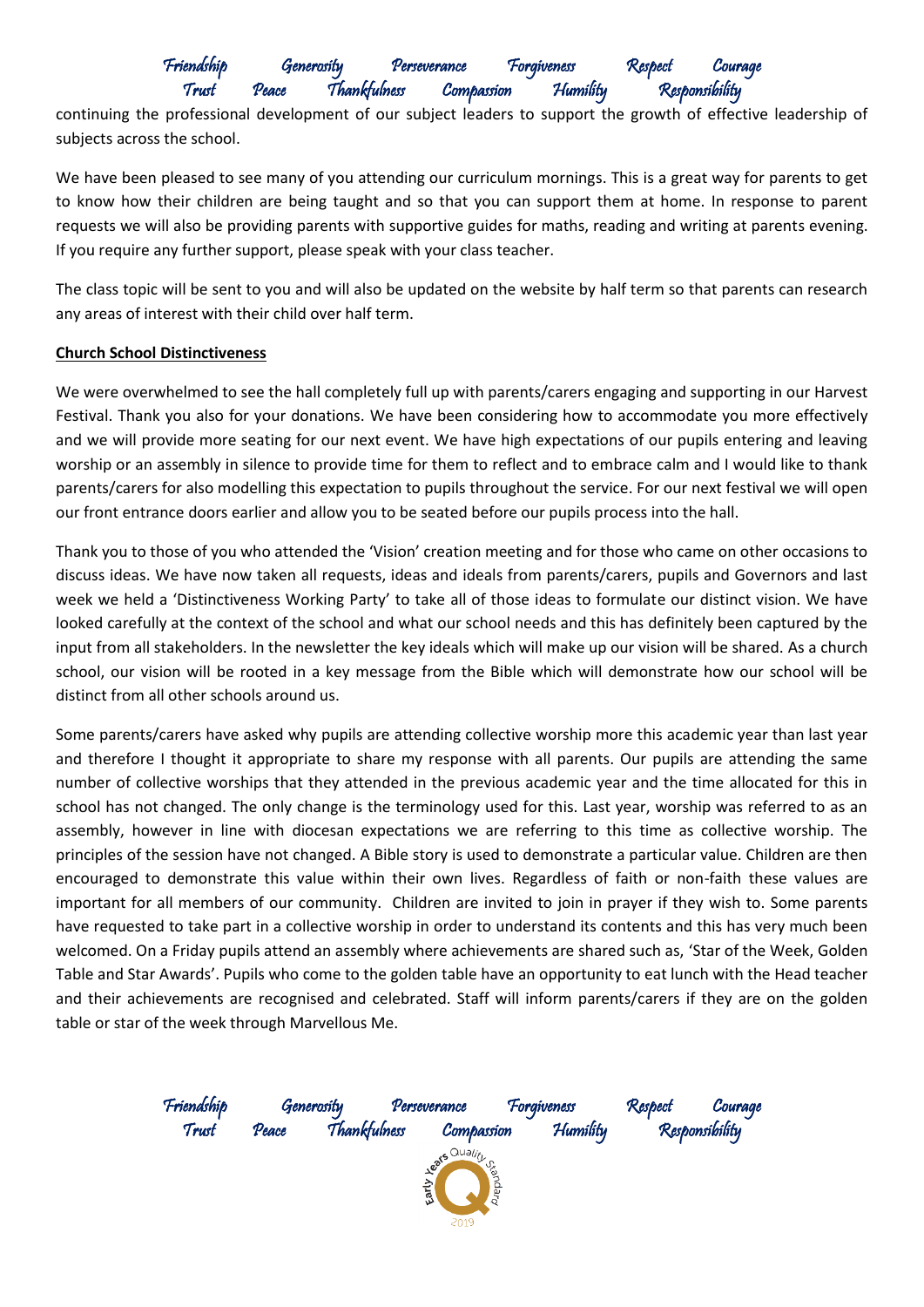continuing the professional development of our subject leaders to support the growth of effective leadership of subjects across the school.

We have been pleased to see many of you attending our curriculum mornings. This is a great way for parents to get to know how their children are being taught and so that you can support them at home. In response to parent requests we will also be providing parents with supportive guides for maths, reading and writing at parents evening. If you require any further support, please speak with your class teacher.

The class topic will be sent to you and will also be updated on the website by half term so that parents can research any areas of interest with their child over half term.

**Church School Distinctiveness**

We were overwhelmed to see the hall completely full up with parents/carers engaging and supporting in our Harvest Festival. Thank you also for your donations. We have been considering how to accommodate you more effectively and we will provide more seating for our next event. We have high expectations of our pupils entering and leaving worship or an assembly in silence to provide time for them to reflect and to embrace calm and I would like to thank parents/carers for also modelling this expectation to pupils throughout the service. For our next festival we will open our front entrance doors earlier and allow you to be seated before our pupils process into the hall.

Thank you to those of you who attended the 'Vision' creation meeting and for those who came on other occasions to discuss ideas. We have now taken all requests, ideas and ideals from parents/carers, pupils and Governors and last week we held a 'Distinctiveness Working Party' to take all of those ideas to formulate our distinct vision. We have looked carefully at the context of the school and what our school needs and this has definitely been captured by the input from all stakeholders. In the newsletter the key ideals which will make up our vision will be shared. As a church school, our vision will be rooted in a key message from the Bible which will demonstrate how our school will be distinct from all other schools around us.

Some parents/carers have asked why pupils are attending collective worship more this academic year than last year and therefore I thought it appropriate to share my response with all parents. Our pupils are attending the same number of collective worships that they attended in the previous academic year and the time allocated for this in school has not changed. The only change is the terminology used for this. Last year, worship was referred to as an assembly, however in line with diocesan expectations we are referring to this time as collective worship. The principles of the session have not changed. A Bible story is used to demonstrate a particular value. Children are then encouraged to demonstrate this value within their own lives. Regardless of faith or non-faith these values are important for all members of our community. Children are invited to join in prayer if they wish to. Some parents have requested to take part in a collective worship in order to understand its contents and this has very much been welcomed. On a Friday pupils attend an assembly where achievements are shared such as, 'Star of the Week, Golden Table and Star Awards'. Pupils who come to the golden table have an opportunity to eat lunch with the Head teacher and their achievements are recognised and celebrated. Staff will inform parents/carers if they are on the golden table or star of the week through Marvellous Me.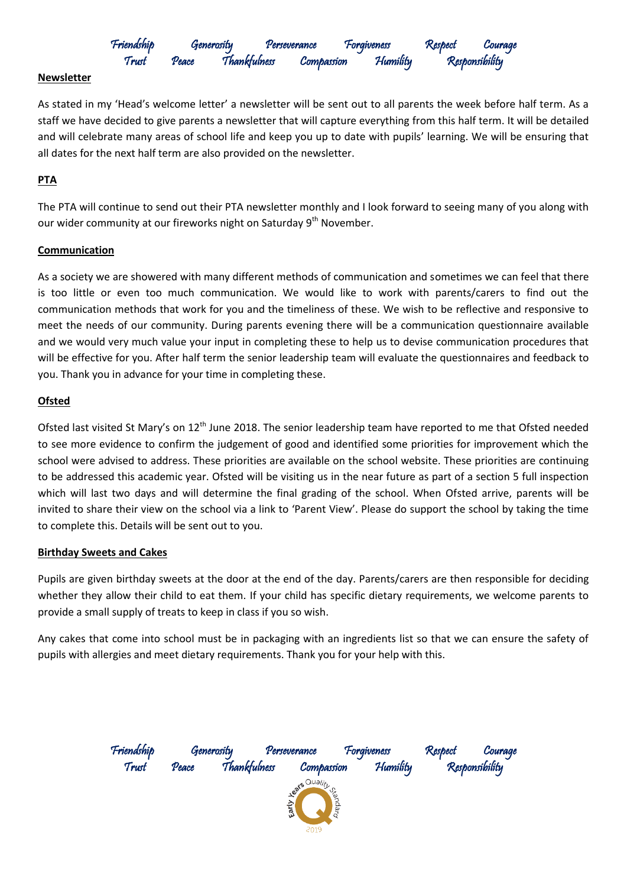Friendship Generosity Perseverance Forgiveness Respect Courage
Trust Peace Thankfulness Compassion Humility Responsibility

**Newsletter**

As stated in my 'Head's welcome letter' a newsletter will be sent out to all parents the week before half term. As a staff we have decided to give parents a newsletter that will capture everything from this half term. It will be detailed and will celebrate many areas of school life and keep you up to date with pupils' learning. We will be ensuring that all dates for the next half term are also provided on the newsletter.

**PTA**

The PTA will continue to send out their PTA newsletter monthly and I look forward to seeing many of you along with our wider community at our fireworks night on Saturday 9th November.

**Communication**

As a society we are showered with many different methods of communication and sometimes we can feel that there is too little or even too much communication. We would like to work with parents/carers to find out the communication methods that work for you and the timeliness of these. We wish to be reflective and responsive to meet the needs of our community. During parents evening there will be a communication questionnaire available and we would very much value your input in completing these to help us to devise communication procedures that will be effective for you. After half term the senior leadership team will evaluate the questionnaires and feedback to you. Thank you in advance for your time in completing these.

**Ofsted**

Ofsted last visited St Mary's on 12th June 2018. The senior leadership team have reported to me that Ofsted needed to see more evidence to confirm the judgement of good and identified some priorities for improvement which the school were advised to address. These priorities are available on the school website. These priorities are continuing to be addressed this academic year. Ofsted will be visiting us in the near future as part of a section 5 full inspection which will last two days and will determine the final grading of the school. When Ofsted arrive, parents will be invited to share their view on the school via a link to 'Parent View'. Please do support the school by taking the time to complete this. Details will be sent out to you.

**Birthday Sweets and Cakes**

Pupils are given birthday sweets at the door at the end of the day. Parents/carers are then responsible for deciding whether they allow their child to eat them. If your child has specific dietary requirements, we welcome parents to provide a small supply of treats to keep in class if you so wish.

Any cakes that come into school must be in packaging with an ingredients list so that we can ensure the safety of pupils with allergies and meet dietary requirements. Thank you for your help with this.

Friendship Generosity Perseverance Forgiveness Respect Courage
Trust Peace Thankfulness Compassion Humility Responsibility

Early Years Quality Standard 2019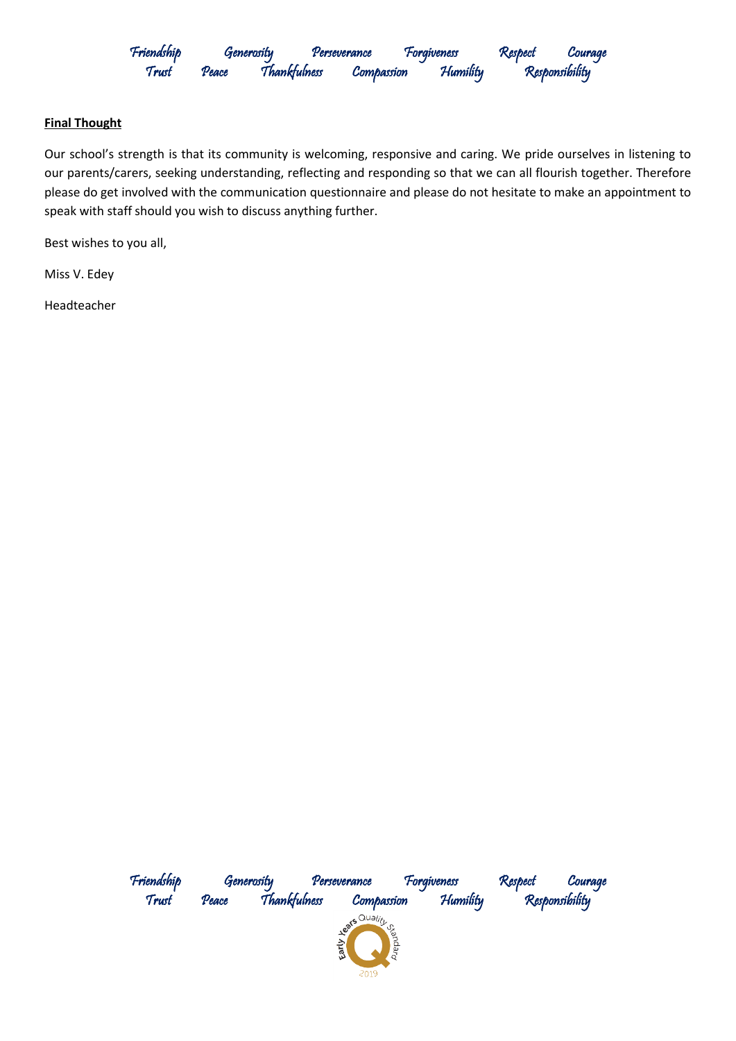**Final Thought**

Our school's strength is that its community is welcoming, responsive and caring. We pride ourselves in listening to our parents/carers, seeking understanding, reflecting and responding so that we can all flourish together. Therefore please do get involved with the communication questionnaire and please do not hesitate to make an appointment to speak with staff should you wish to discuss anything further.

Best wishes to you all,

Miss V. Edey

Headteacher